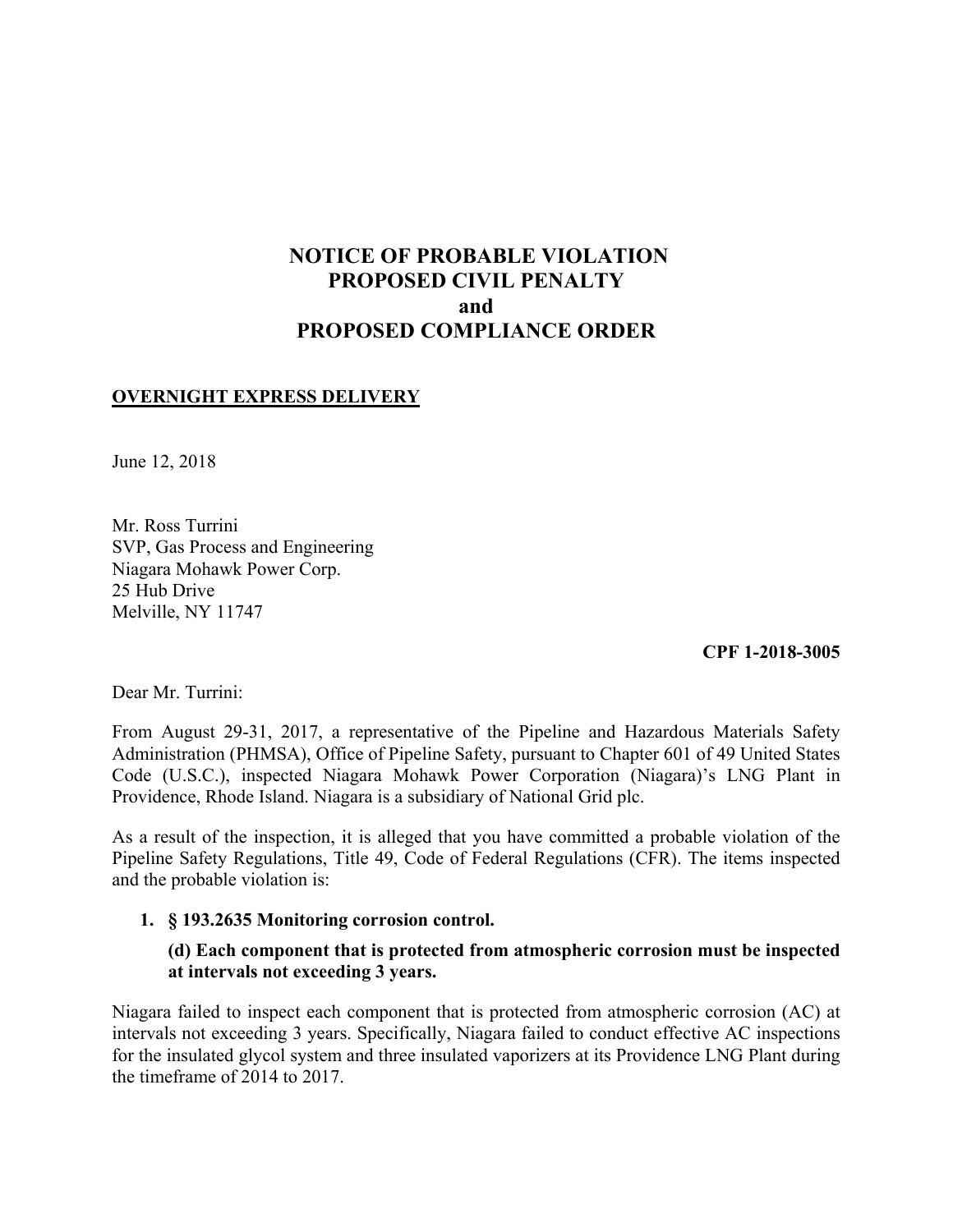# NOTICE OF PROBABLE VIOLATION
# PROPOSED CIVIL PENALTY
# and
# PROPOSED COMPLIANCE ORDER

**OVERNIGHT EXPRESS DELIVERY**

June 12, 2018

Mr. Ross Turrini
SVP, Gas Process and Engineering
Niagara Mohawk Power Corp.
25 Hub Drive
Melville, NY 11747

**CPF 1-2018-3005**

Dear Mr. Turrini:

From August 29-31, 2017, a representative of the Pipeline and Hazardous Materials Safety Administration (PHMSA), Office of Pipeline Safety, pursuant to Chapter 601 of 49 United States Code (U.S.C.), inspected Niagara Mohawk Power Corporation (Niagara)'s LNG Plant in Providence, Rhode Island. Niagara is a subsidiary of National Grid plc.

As a result of the inspection, it is alleged that you have committed a probable violation of the Pipeline Safety Regulations, Title 49, Code of Federal Regulations (CFR). The items inspected and the probable violation is:

1. **§ 193.2635 Monitoring corrosion control.**

   **(d) Each component that is protected from atmospheric corrosion must be inspected at intervals not exceeding 3 years.**

Niagara failed to inspect each component that is protected from atmospheric corrosion (AC) at intervals not exceeding 3 years. Specifically, Niagara failed to conduct effective AC inspections for the insulated glycol system and three insulated vaporizers at its Providence LNG Plant during the timeframe of 2014 to 2017.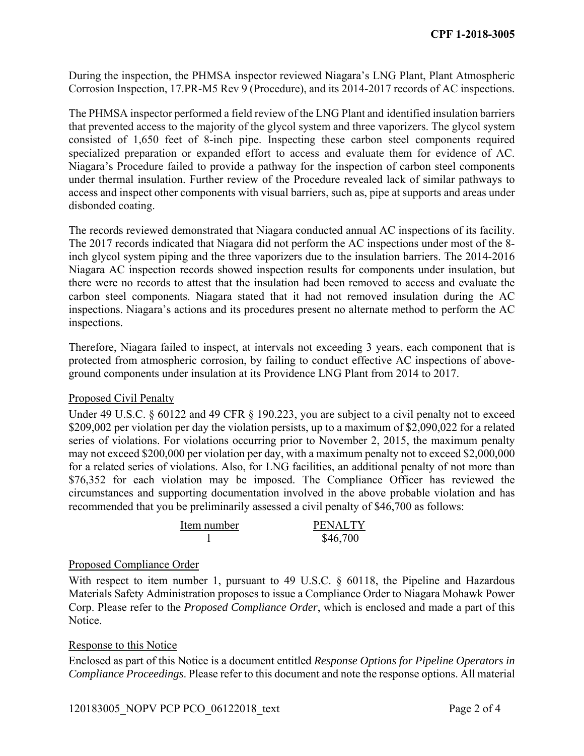During the inspection, the PHMSA inspector reviewed Niagara's LNG Plant, Plant Atmospheric Corrosion Inspection, 17.PR-M5 Rev 9 (Procedure), and its 2014-2017 records of AC inspections.

The PHMSA inspector performed a field review of the LNG Plant and identified insulation barriers that prevented access to the majority of the glycol system and three vaporizers. The glycol system consisted of 1,650 feet of 8-inch pipe. Inspecting these carbon steel components required specialized preparation or expanded effort to access and evaluate them for evidence of AC. Niagara's Procedure failed to provide a pathway for the inspection of carbon steel components under thermal insulation. Further review of the Procedure revealed lack of similar pathways to access and inspect other components with visual barriers, such as, pipe at supports and areas under disbonded coating.

The records reviewed demonstrated that Niagara conducted annual AC inspections of its facility. The 2017 records indicated that Niagara did not perform the AC inspections under most of the 8-inch glycol system piping and the three vaporizers due to the insulation barriers. The 2014-2016 Niagara AC inspection records showed inspection results for components under insulation, but there were no records to attest that the insulation had been removed to access and evaluate the carbon steel components. Niagara stated that it had not removed insulation during the AC inspections. Niagara's actions and its procedures present no alternate method to perform the AC inspections.

Therefore, Niagara failed to inspect, at intervals not exceeding 3 years, each component that is protected from atmospheric corrosion, by failing to conduct effective AC inspections of above-ground components under insulation at its Providence LNG Plant from 2014 to 2017.

## Proposed Civil Penalty

Under 49 U.S.C. § 60122 and 49 CFR § 190.223, you are subject to a civil penalty not to exceed $209,002 per violation per day the violation persists, up to a maximum of $2,090,022 for a related series of violations. For violations occurring prior to November 2, 2015, the maximum penalty may not exceed $200,000 per violation per day, with a maximum penalty not to exceed $2,000,000 for a related series of violations. Also, for LNG facilities, an additional penalty of not more than $76,352 for each violation may be imposed. The Compliance Officer has reviewed the circumstances and supporting documentation involved in the above probable violation and has recommended that you be preliminarily assessed a civil penalty of $46,700 as follows:

| Item number | PENALTY |
|---|---|
| 1 | $46,700 |

## Proposed Compliance Order

With respect to item number 1, pursuant to 49 U.S.C. § 60118, the Pipeline and Hazardous Materials Safety Administration proposes to issue a Compliance Order to Niagara Mohawk Power Corp. Please refer to the *Proposed Compliance Order*, which is enclosed and made a part of this Notice.

## Response to this Notice

Enclosed as part of this Notice is a document entitled *Response Options for Pipeline Operators in Compliance Proceedings*. Please refer to this document and note the response options. All material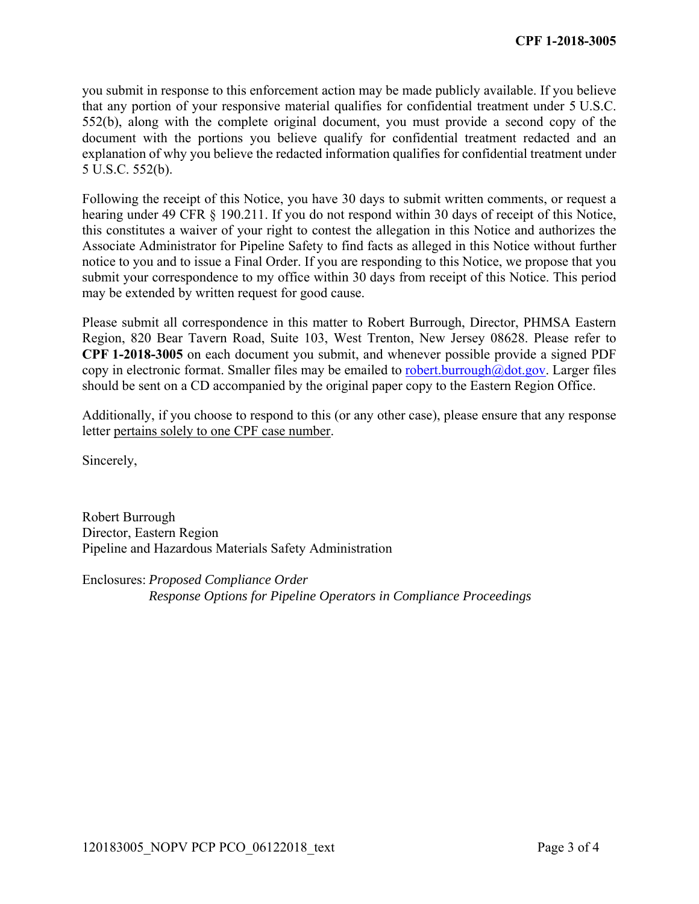you submit in response to this enforcement action may be made publicly available. If you believe that any portion of your responsive material qualifies for confidential treatment under 5 U.S.C. 552(b), along with the complete original document, you must provide a second copy of the document with the portions you believe qualify for confidential treatment redacted and an explanation of why you believe the redacted information qualifies for confidential treatment under 5 U.S.C. 552(b).

Following the receipt of this Notice, you have 30 days to submit written comments, or request a hearing under 49 CFR § 190.211. If you do not respond within 30 days of receipt of this Notice, this constitutes a waiver of your right to contest the allegation in this Notice and authorizes the Associate Administrator for Pipeline Safety to find facts as alleged in this Notice without further notice to you and to issue a Final Order. If you are responding to this Notice, we propose that you submit your correspondence to my office within 30 days from receipt of this Notice. This period may be extended by written request for good cause.

Please submit all correspondence in this matter to Robert Burrough, Director, PHMSA Eastern Region, 820 Bear Tavern Road, Suite 103, West Trenton, New Jersey 08628. Please refer to **CPF 1-2018-3005** on each document you submit, and whenever possible provide a signed PDF copy in electronic format. Smaller files may be emailed to robert.burrough@dot.gov. Larger files should be sent on a CD accompanied by the original paper copy to the Eastern Region Office.

Additionally, if you choose to respond to this (or any other case), please ensure that any response letter pertains solely to one CPF case number.

Sincerely,

Robert Burrough
Director, Eastern Region
Pipeline and Hazardous Materials Safety Administration

Enclosures: *Proposed Compliance Order*
*Response Options for Pipeline Operators in Compliance Proceedings*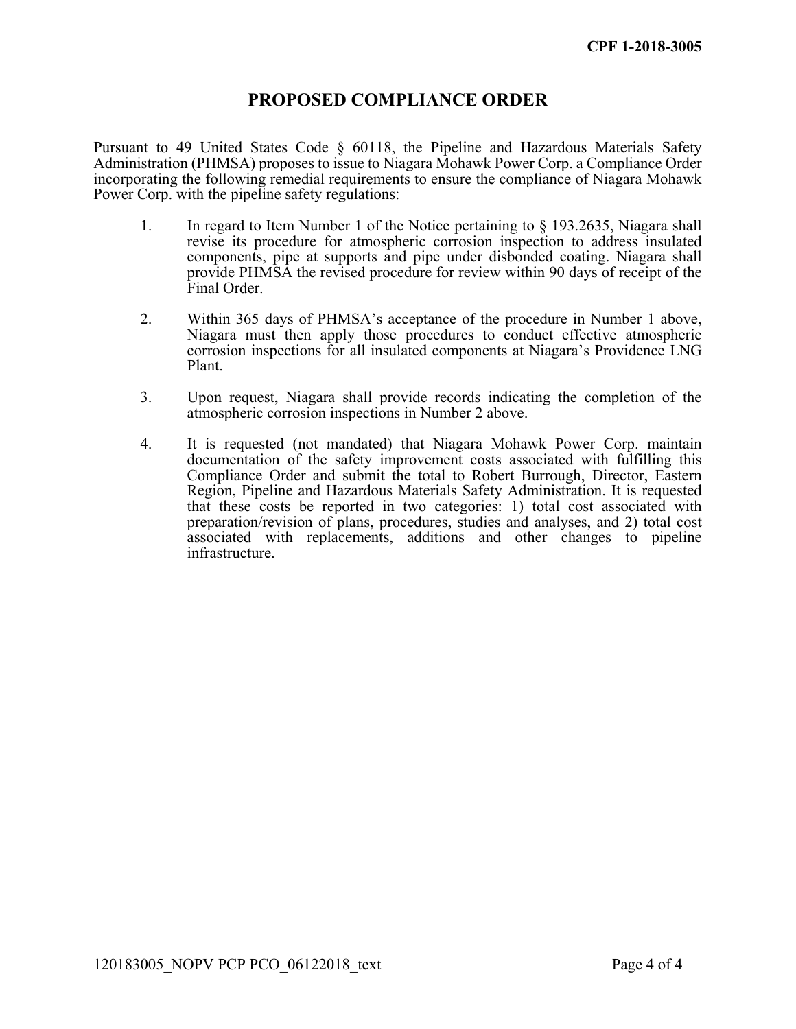# PROPOSED COMPLIANCE ORDER

Pursuant to 49 United States Code § 60118, the Pipeline and Hazardous Materials Safety Administration (PHMSA) proposes to issue to Niagara Mohawk Power Corp. a Compliance Order incorporating the following remedial requirements to ensure the compliance of Niagara Mohawk Power Corp. with the pipeline safety regulations:

1. In regard to Item Number 1 of the Notice pertaining to § 193.2635, Niagara shall revise its procedure for atmospheric corrosion inspection to address insulated components, pipe at supports and pipe under disbonded coating. Niagara shall provide PHMSA the revised procedure for review within 90 days of receipt of the Final Order.

2. Within 365 days of PHMSA's acceptance of the procedure in Number 1 above, Niagara must then apply those procedures to conduct effective atmospheric corrosion inspections for all insulated components at Niagara's Providence LNG Plant.

3. Upon request, Niagara shall provide records indicating the completion of the atmospheric corrosion inspections in Number 2 above.

4. It is requested (not mandated) that Niagara Mohawk Power Corp. maintain documentation of the safety improvement costs associated with fulfilling this Compliance Order and submit the total to Robert Burrough, Director, Eastern Region, Pipeline and Hazardous Materials Safety Administration. It is requested that these costs be reported in two categories: 1) total cost associated with preparation/revision of plans, procedures, studies and analyses, and 2) total cost associated with replacements, additions and other changes to pipeline infrastructure.